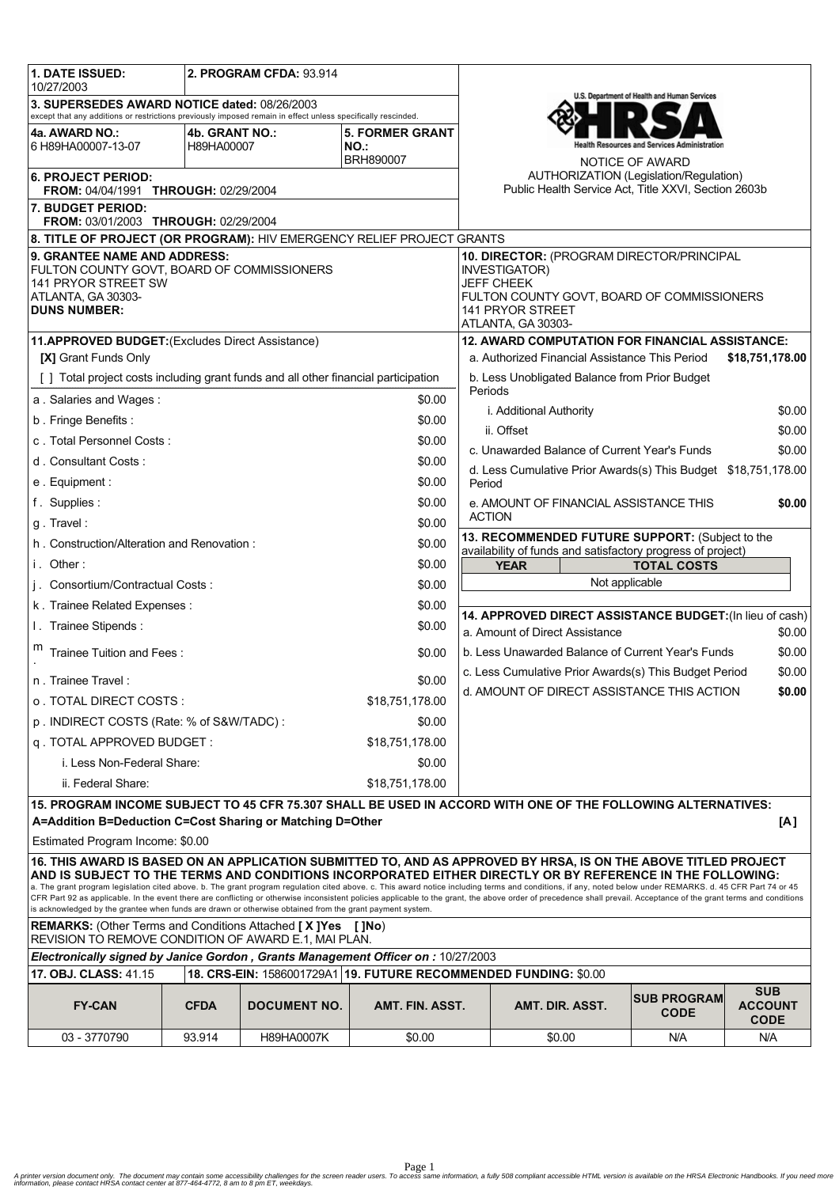**1. DATE ISSUED:** 10/27/2003

**2. PROGRAM CFDA:** 93.914

**3. SUPERSEDES AWARD NOTICE dated:** 08/26/2003
except that any additions or restrictions previously imposed remain in effect unless specifically rescinded.

**4a. AWARD NO.:** 6 H89HA00007-13-07

**4b. GRANT NO.:** H89HA00007

**5. FORMER GRANT NO.:** BRH890007

**6. PROJECT PERIOD:**
**FROM:** 04/04/1991 **THROUGH:** 02/29/2004

**7. BUDGET PERIOD:**
**FROM:** 03/01/2003 **THROUGH:** 02/29/2004

U.S. Department of Health and Human Services
HRSA
Health Resources and Services Administration

NOTICE OF AWARD
AUTHORIZATION (Legislation/Regulation)
Public Health Service Act, Title XXVI, Section 2603b

**8. TITLE OF PROJECT (OR PROGRAM):** HIV EMERGENCY RELIEF PROJECT GRANTS

**9. GRANTEE NAME AND ADDRESS:**
FULTON COUNTY GOVT, BOARD OF COMMISSIONERS
141 PRYOR STREET SW
ATLANTA, GA 30303-
**DUNS NUMBER:**

**10. DIRECTOR:** (PROGRAM DIRECTOR/PRINCIPAL INVESTIGATOR)
JEFF CHEEK
FULTON COUNTY GOVT, BOARD OF COMMISSIONERS
141 PRYOR STREET
ATLANTA, GA 30303-

**11.APPROVED BUDGET:**(Excludes Direct Assistance)

**[X]** Grant Funds Only

[ ] Total project costs including grant funds and all other financial participation

| Item | Amount |
|---|---|
| a . Salaries and Wages : | $0.00 |
| b . Fringe Benefits : | $0.00 |
| c . Total Personnel Costs : | $0.00 |
| d . Consultant Costs : | $0.00 |
| e . Equipment : | $0.00 |
| f . Supplies : | $0.00 |
| g . Travel : | $0.00 |
| h . Construction/Alteration and Renovation : | $0.00 |
| i . Other : | $0.00 |
| j . Consortium/Contractual Costs : | $0.00 |
| k . Trainee Related Expenses : | $0.00 |
| l . Trainee Stipends : | $0.00 |
| m . Trainee Tuition and Fees : | $0.00 |
| n . Trainee Travel : | $0.00 |
| o . TOTAL DIRECT COSTS : | $18,751,178.00 |
| p . INDIRECT COSTS (Rate: % of S&W/TADC) : | $0.00 |
| q . TOTAL APPROVED BUDGET : | $18,751,178.00 |
| i. Less Non-Federal Share: | $0.00 |
| ii. Federal Share: | $18,751,178.00 |

**12. AWARD COMPUTATION FOR FINANCIAL ASSISTANCE:**

| Item | Amount |
|---|---|
| a. Authorized Financial Assistance This Period | **$18,751,178.00** |
| b. Less Unobligated Balance from Prior Budget Periods | |
| i. Additional Authority | $0.00 |
| ii. Offset | $0.00 |
| c. Unawarded Balance of Current Year's Funds | $0.00 |
| d. Less Cumulative Prior Awards(s) This Budget Period | $18,751,178.00 |
| e. AMOUNT OF FINANCIAL ASSISTANCE THIS ACTION | **$0.00** |

**13. RECOMMENDED FUTURE SUPPORT:** (Subject to the availability of funds and satisfactory progress of project)

| YEAR | TOTAL COSTS |
|---|---|
| Not applicable | |

**14. APPROVED DIRECT ASSISTANCE BUDGET:**(In lieu of cash)

| Item | Amount |
|---|---|
| a. Amount of Direct Assistance | $0.00 |
| b. Less Unawarded Balance of Current Year's Funds | $0.00 |
| c. Less Cumulative Prior Awards(s) This Budget Period | $0.00 |
| d. AMOUNT OF DIRECT ASSISTANCE THIS ACTION | **$0.00** |

**15. PROGRAM INCOME SUBJECT TO 45 CFR 75.307 SHALL BE USED IN ACCORD WITH ONE OF THE FOLLOWING ALTERNATIVES:**
**A=Addition B=Deduction C=Cost Sharing or Matching D=Other** **[A]**

Estimated Program Income: $0.00

**16. THIS AWARD IS BASED ON AN APPLICATION SUBMITTED TO, AND AS APPROVED BY HRSA, IS ON THE ABOVE TITLED PROJECT AND IS SUBJECT TO THE TERMS AND CONDITIONS INCORPORATED EITHER DIRECTLY OR BY REFERENCE IN THE FOLLOWING:**
a. The grant program legislation cited above. b. The grant program regulation cited above. c. This award notice including terms and conditions, if any, noted below under REMARKS. d. 45 CFR Part 74 or 45 CFR Part 92 as applicable. In the event there are conflicting or otherwise inconsistent policies applicable to the grant, the above order of precedence shall prevail. Acceptance of the grant terms and conditions is acknowledged by the grantee when funds are drawn or otherwise obtained from the grant payment system.

**REMARKS:** (Other Terms and Conditions Attached **[ X ]Yes [ ]No**)
REVISION TO REMOVE CONDITION OF AWARD E.1, MAI PLAN.

***Electronically signed by Janice Gordon , Grants Management Officer on :*** 10/27/2003

**17. OBJ. CLASS:** 41.15 | **18. CRS-EIN:** 1586001729A1 | **19. FUTURE RECOMMENDED FUNDING:** $0.00

| FY-CAN | CFDA | DOCUMENT NO. | AMT. FIN. ASST. | AMT. DIR. ASST. | SUB PROGRAM CODE | SUB ACCOUNT CODE |
|---|---|---|---|---|---|---|
| 03 - 3770790 | 93.914 | H89HA0007K | $0.00 | $0.00 | N/A | N/A |

*A printer version document only. The document may contain some accessibility challenges for the screen reader users. To access same information, a fully 508 compliant accessible HTML version is available on the HRSA Electronic Handbooks. If you need more information, please contact HRSA contact center at 877-464-4772, 8 am to 8 pm ET, weekdays.*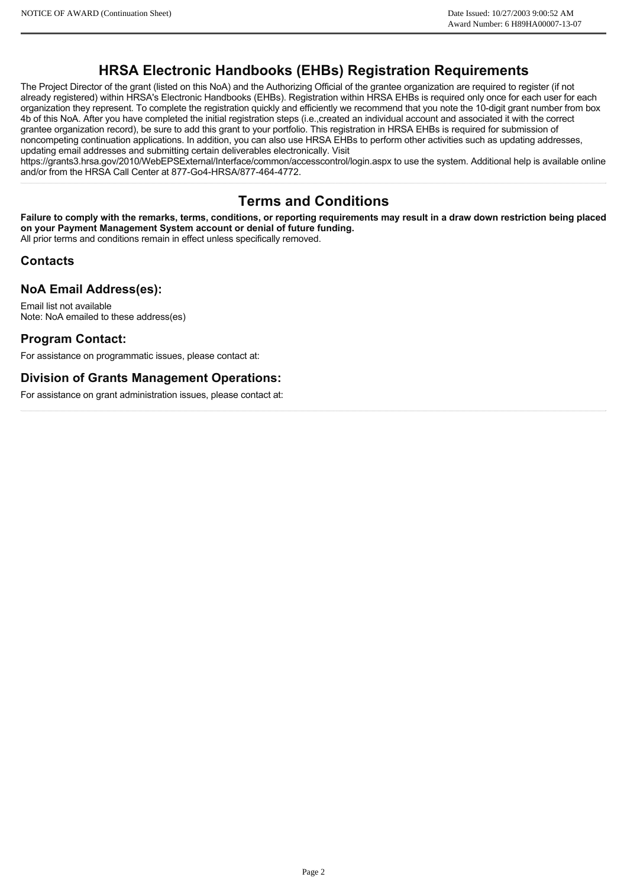## HRSA Electronic Handbooks (EHBs) Registration Requirements

The Project Director of the grant (listed on this NoA) and the Authorizing Official of the grantee organization are required to register (if not already registered) within HRSA's Electronic Handbooks (EHBs). Registration within HRSA EHBs is required only once for each user for each organization they represent. To complete the registration quickly and efficiently we recommend that you note the 10-digit grant number from box 4b of this NoA. After you have completed the initial registration steps (i.e.,created an individual account and associated it with the correct grantee organization record), be sure to add this grant to your portfolio. This registration in HRSA EHBs is required for submission of noncompeting continuation applications. In addition, you can also use HRSA EHBs to perform other activities such as updating addresses, updating email addresses and submitting certain deliverables electronically. Visit https://grants3.hrsa.gov/2010/WebEPSExternal/Interface/common/accesscontrol/login.aspx to use the system. Additional help is available online and/or from the HRSA Call Center at 877-Go4-HRSA/877-464-4772.

## Terms and Conditions

**Failure to comply with the remarks, terms, conditions, or reporting requirements may result in a draw down restriction being placed on your Payment Management System account or denial of future funding.**
All prior terms and conditions remain in effect unless specifically removed.

### Contacts

### NoA Email Address(es):

Email list not available
Note: NoA emailed to these address(es)

### Program Contact:

For assistance on programmatic issues, please contact at:

### Division of Grants Management Operations:

For assistance on grant administration issues, please contact at: